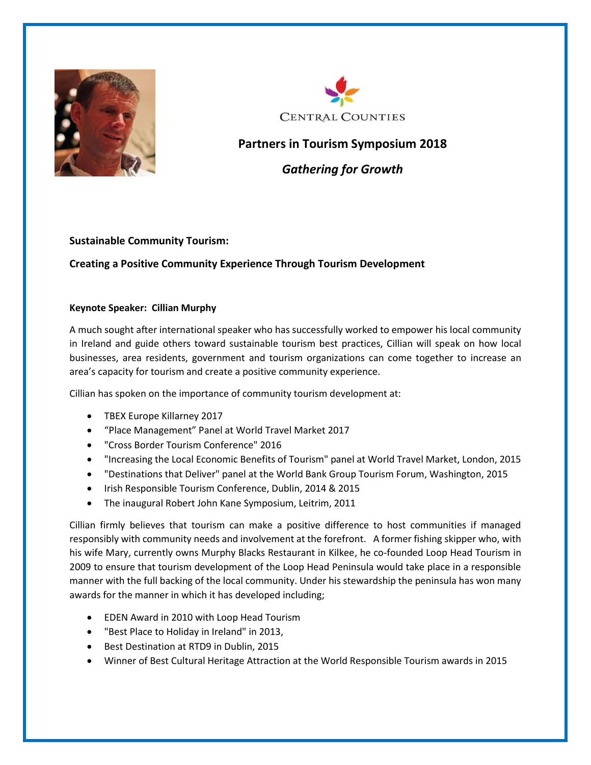Central Counties

# Partners in Tourism Symposium 2018

## *Gathering for Growth*

**Sustainable Community Tourism:**

**Creating a Positive Community Experience Through Tourism Development**

**Keynote Speaker: Cillian Murphy**

A much sought after international speaker who has successfully worked to empower his local community in Ireland and guide others toward sustainable tourism best practices, Cillian will speak on how local businesses, area residents, government and tourism organizations can come together to increase an area's capacity for tourism and create a positive community experience.

Cillian has spoken on the importance of community tourism development at:

- TBEX Europe Killarney 2017
- "Place Management" Panel at World Travel Market 2017
- "Cross Border Tourism Conference" 2016
- "Increasing the Local Economic Benefits of Tourism" panel at World Travel Market, London, 2015
- "Destinations that Deliver" panel at the World Bank Group Tourism Forum, Washington, 2015
- Irish Responsible Tourism Conference, Dublin, 2014 & 2015
- The inaugural Robert John Kane Symposium, Leitrim, 2011

Cillian firmly believes that tourism can make a positive difference to host communities if managed responsibly with community needs and involvement at the forefront. A former fishing skipper who, with his wife Mary, currently owns Murphy Blacks Restaurant in Kilkee, he co-founded Loop Head Tourism in 2009 to ensure that tourism development of the Loop Head Peninsula would take place in a responsible manner with the full backing of the local community. Under his stewardship the peninsula has won many awards for the manner in which it has developed including;

- EDEN Award in 2010 with Loop Head Tourism
- "Best Place to Holiday in Ireland" in 2013,
- Best Destination at RTD9 in Dublin, 2015
- Winner of Best Cultural Heritage Attraction at the World Responsible Tourism awards in 2015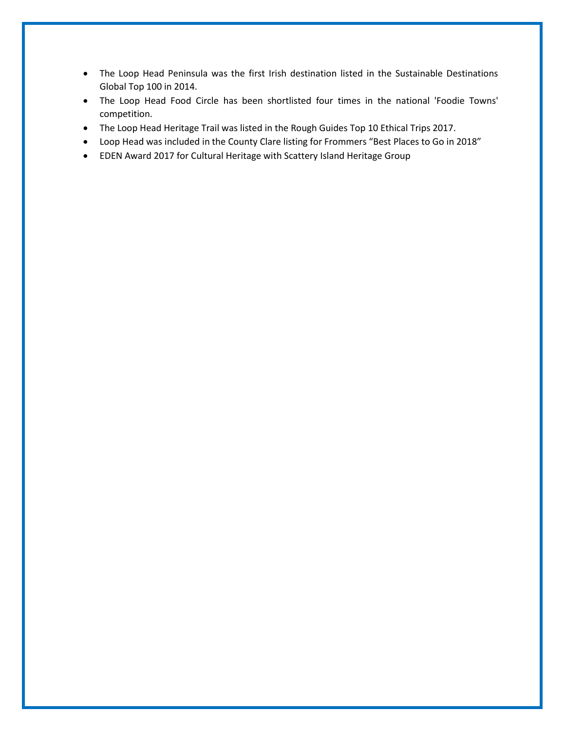- The Loop Head Peninsula was the first Irish destination listed in the Sustainable Destinations Global Top 100 in 2014.
- The Loop Head Food Circle has been shortlisted four times in the national 'Foodie Towns' competition.
- The Loop Head Heritage Trail was listed in the Rough Guides Top 10 Ethical Trips 2017.
- Loop Head was included in the County Clare listing for Frommers "Best Places to Go in 2018"
- EDEN Award 2017 for Cultural Heritage with Scattery Island Heritage Group